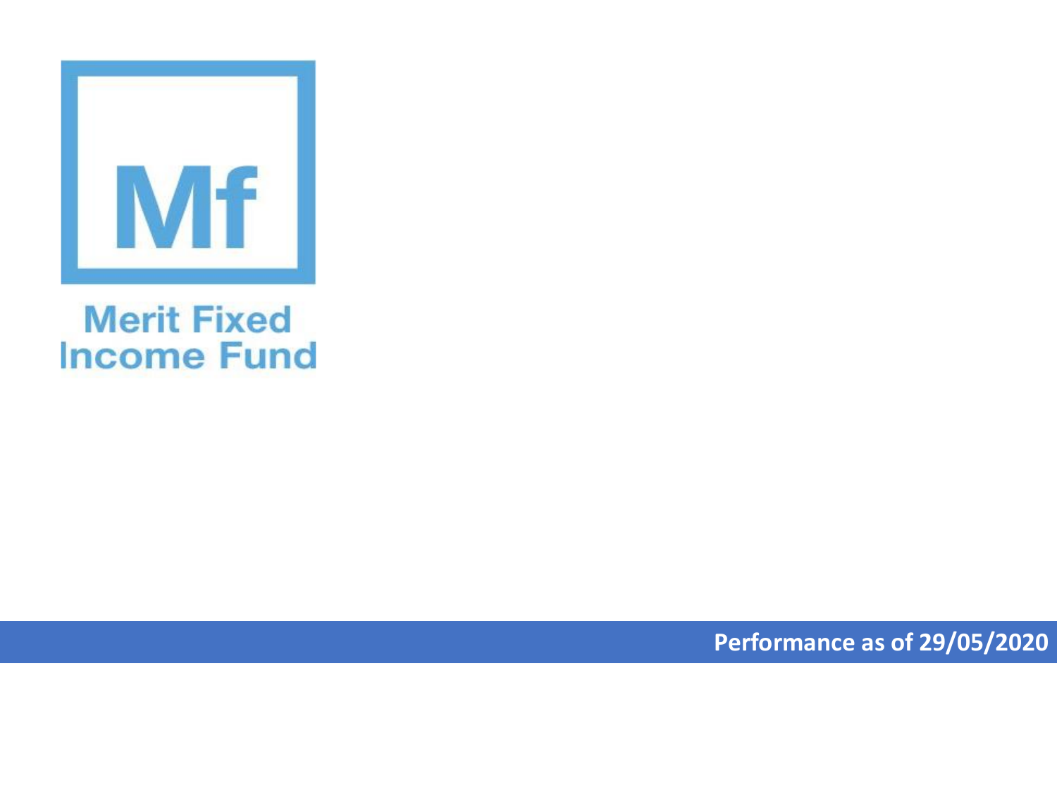Mf

# Merit Fixed Income Fund

**Performance as of 29/05/2020**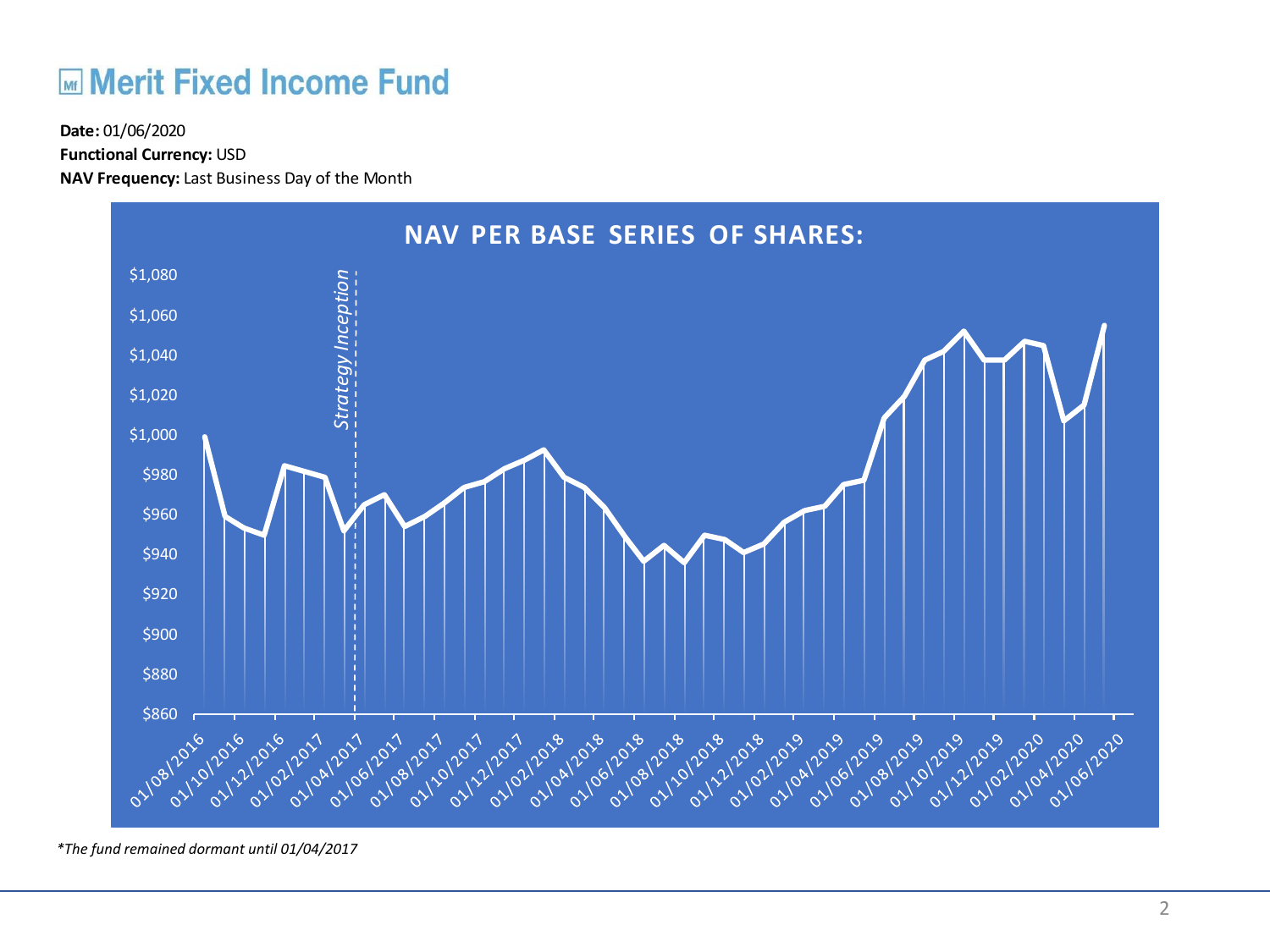# Merit Fixed Income Fund

**Date:** 01/06/2020

**Functional Currency:** USD

**NAV Frequency:** Last Business Day of the Month

**NAV PER BASE SERIES OF SHARES:**

*Strategy Inception*

*The fund remained dormant until 01/04/2017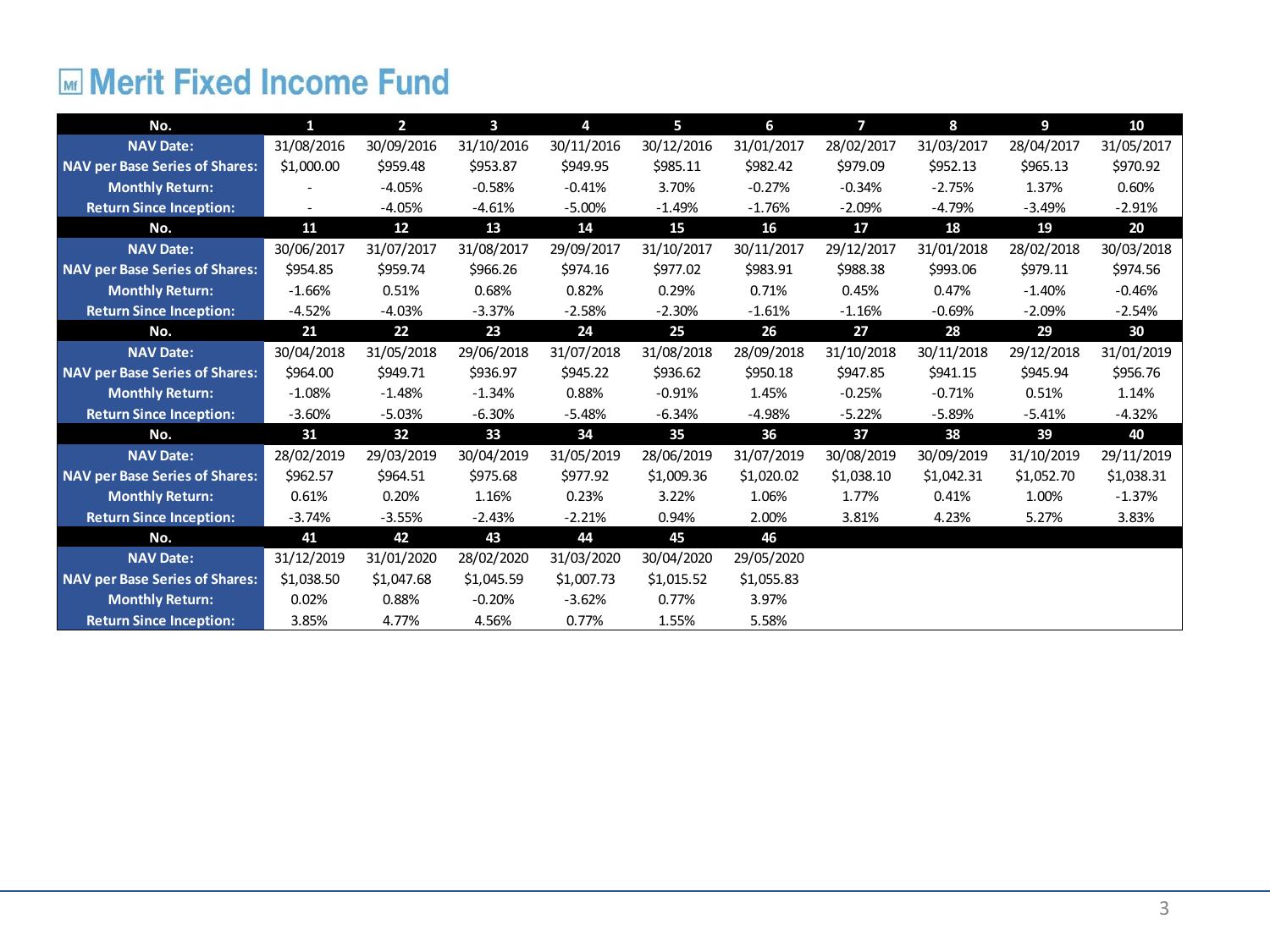# Merit Fixed Income Fund

| No. | 1 | 2 | 3 | 4 | 5 | 6 | 7 | 8 | 9 | 10 |
|---|---|---|---|---|---|---|---|---|---|---|
| **NAV Date:** | 31/08/2016 | 30/09/2016 | 31/10/2016 | 30/11/2016 | 30/12/2016 | 31/01/2017 | 28/02/2017 | 31/03/2017 | 28/04/2017 | 31/05/2017 |
| **NAV per Base Series of Shares:** | $1,000.00 | $959.48 | $953.87 | $949.95 | $985.11 | $982.42 | $979.09 | $952.13 | $965.13 | $970.92 |
| **Monthly Return:** | - | -4.05% | -0.58% | -0.41% | 3.70% | -0.27% | -0.34% | -2.75% | 1.37% | 0.60% |
| **Return Since Inception:** | - | -4.05% | -4.61% | -5.00% | -1.49% | -1.76% | -2.09% | -4.79% | -3.49% | -2.91% |
| **No.** | **11** | **12** | **13** | **14** | **15** | **16** | **17** | **18** | **19** | **20** |
| **NAV Date:** | 30/06/2017 | 31/07/2017 | 31/08/2017 | 29/09/2017 | 31/10/2017 | 30/11/2017 | 29/12/2017 | 31/01/2018 | 28/02/2018 | 30/03/2018 |
| **NAV per Base Series of Shares:** | $954.85 | $959.74 | $966.26 | $974.16 | $977.02 | $983.91 | $988.38 | $993.06 | $979.11 | $974.56 |
| **Monthly Return:** | -1.66% | 0.51% | 0.68% | 0.82% | 0.29% | 0.71% | 0.45% | 0.47% | -1.40% | -0.46% |
| **Return Since Inception:** | -4.52% | -4.03% | -3.37% | -2.58% | -2.30% | -1.61% | -1.16% | -0.69% | -2.09% | -2.54% |
| **No.** | **21** | **22** | **23** | **24** | **25** | **26** | **27** | **28** | **29** | **30** |
| **NAV Date:** | 30/04/2018 | 31/05/2018 | 29/06/2018 | 31/07/2018 | 31/08/2018 | 28/09/2018 | 31/10/2018 | 30/11/2018 | 29/12/2018 | 31/01/2019 |
| **NAV per Base Series of Shares:** | $964.00 | $949.71 | $936.97 | $945.22 | $936.62 | $950.18 | $947.85 | $941.15 | $945.94 | $956.76 |
| **Monthly Return:** | -1.08% | -1.48% | -1.34% | 0.88% | -0.91% | 1.45% | -0.25% | -0.71% | 0.51% | 1.14% |
| **Return Since Inception:** | -3.60% | -5.03% | -6.30% | -5.48% | -6.34% | -4.98% | -5.22% | -5.89% | -5.41% | -4.32% |
| **No.** | **31** | **32** | **33** | **34** | **35** | **36** | **37** | **38** | **39** | **40** |
| **NAV Date:** | 28/02/2019 | 29/03/2019 | 30/04/2019 | 31/05/2019 | 28/06/2019 | 31/07/2019 | 30/08/2019 | 30/09/2019 | 31/10/2019 | 29/11/2019 |
| **NAV per Base Series of Shares:** | $962.57 | $964.51 | $975.68 | $977.92 | $1,009.36 | $1,020.02 | $1,038.10 | $1,042.31 | $1,052.70 | $1,038.31 |
| **Monthly Return:** | 0.61% | 0.20% | 1.16% | 0.23% | 3.22% | 1.06% | 1.77% | 0.41% | 1.00% | -1.37% |
| **Return Since Inception:** | -3.74% | -3.55% | -2.43% | -2.21% | 0.94% | 2.00% | 3.81% | 4.23% | 5.27% | 3.83% |
| **No.** | **41** | **42** | **43** | **44** | **45** | **46** | | | | |
| **NAV Date:** | 31/12/2019 | 31/01/2020 | 28/02/2020 | 31/03/2020 | 30/04/2020 | 29/05/2020 | | | | |
| **NAV per Base Series of Shares:** | $1,038.50 | $1,047.68 | $1,045.59 | $1,007.73 | $1,015.52 | $1,055.83 | | | | |
| **Monthly Return:** | 0.02% | 0.88% | -0.20% | -3.62% | 0.77% | 3.97% | | | | |
| **Return Since Inception:** | 3.85% | 4.77% | 4.56% | 0.77% | 1.55% | 5.58% | | | | |